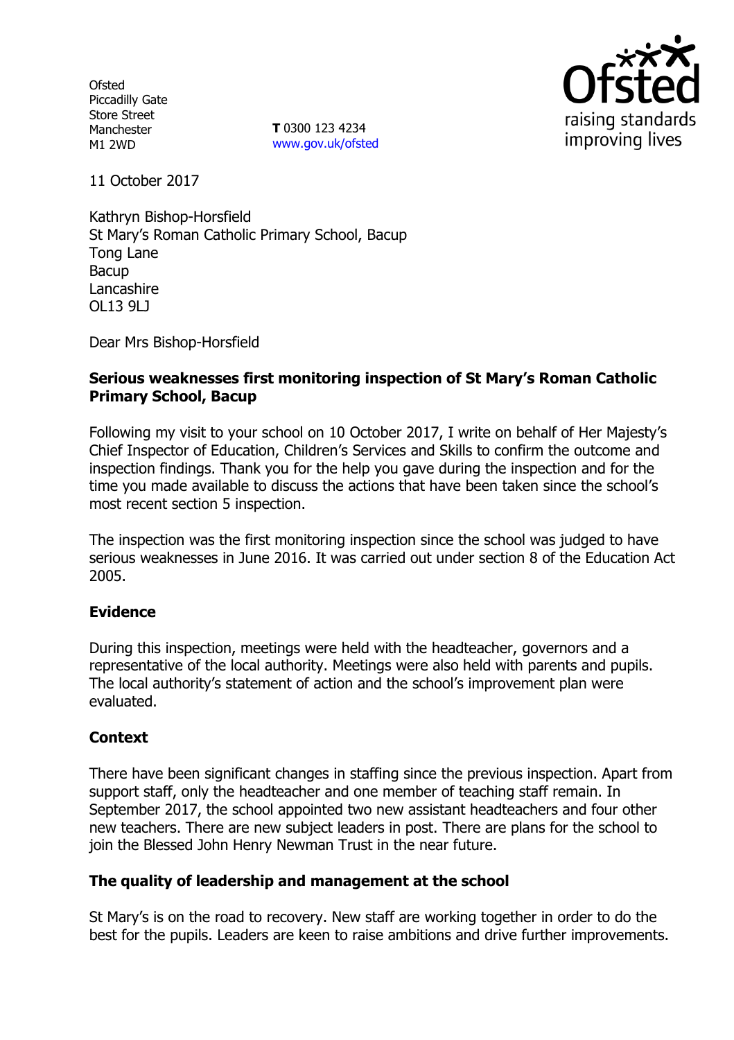Ofsted
Piccadilly Gate
Store Street
Manchester
M1 2WD

**T** 0300 123 4234
www.gov.uk/ofsted

11 October 2017

Kathryn Bishop-Horsfield
St Mary's Roman Catholic Primary School, Bacup
Tong Lane
Bacup
Lancashire
OL13 9LJ

Dear Mrs Bishop-Horsfield

**Serious weaknesses first monitoring inspection of St Mary's Roman Catholic Primary School, Bacup**

Following my visit to your school on 10 October 2017, I write on behalf of Her Majesty's Chief Inspector of Education, Children's Services and Skills to confirm the outcome and inspection findings. Thank you for the help you gave during the inspection and for the time you made available to discuss the actions that have been taken since the school's most recent section 5 inspection.

The inspection was the first monitoring inspection since the school was judged to have serious weaknesses in June 2016. It was carried out under section 8 of the Education Act 2005.

## Evidence

During this inspection, meetings were held with the headteacher, governors and a representative of the local authority. Meetings were also held with parents and pupils. The local authority's statement of action and the school's improvement plan were evaluated.

## Context

There have been significant changes in staffing since the previous inspection. Apart from support staff, only the headteacher and one member of teaching staff remain. In September 2017, the school appointed two new assistant headteachers and four other new teachers. There are new subject leaders in post. There are plans for the school to join the Blessed John Henry Newman Trust in the near future.

## The quality of leadership and management at the school

St Mary's is on the road to recovery. New staff are working together in order to do the best for the pupils. Leaders are keen to raise ambitions and drive further improvements.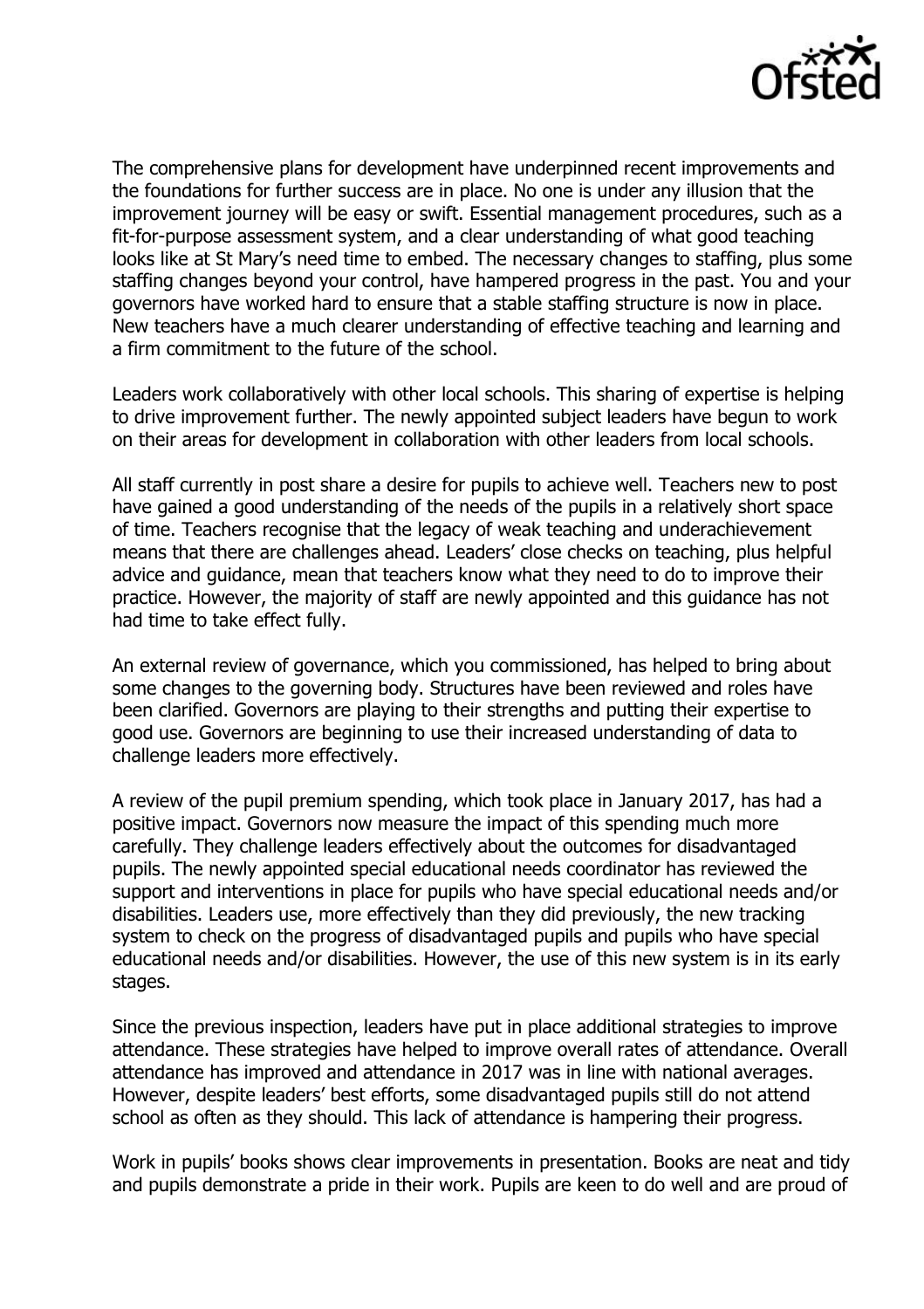The comprehensive plans for development have underpinned recent improvements and the foundations for further success are in place. No one is under any illusion that the improvement journey will be easy or swift. Essential management procedures, such as a fit-for-purpose assessment system, and a clear understanding of what good teaching looks like at St Mary's need time to embed. The necessary changes to staffing, plus some staffing changes beyond your control, have hampered progress in the past. You and your governors have worked hard to ensure that a stable staffing structure is now in place. New teachers have a much clearer understanding of effective teaching and learning and a firm commitment to the future of the school.

Leaders work collaboratively with other local schools. This sharing of expertise is helping to drive improvement further. The newly appointed subject leaders have begun to work on their areas for development in collaboration with other leaders from local schools.

All staff currently in post share a desire for pupils to achieve well. Teachers new to post have gained a good understanding of the needs of the pupils in a relatively short space of time. Teachers recognise that the legacy of weak teaching and underachievement means that there are challenges ahead. Leaders' close checks on teaching, plus helpful advice and guidance, mean that teachers know what they need to do to improve their practice. However, the majority of staff are newly appointed and this guidance has not had time to take effect fully.

An external review of governance, which you commissioned, has helped to bring about some changes to the governing body. Structures have been reviewed and roles have been clarified. Governors are playing to their strengths and putting their expertise to good use. Governors are beginning to use their increased understanding of data to challenge leaders more effectively.

A review of the pupil premium spending, which took place in January 2017, has had a positive impact. Governors now measure the impact of this spending much more carefully. They challenge leaders effectively about the outcomes for disadvantaged pupils. The newly appointed special educational needs coordinator has reviewed the support and interventions in place for pupils who have special educational needs and/or disabilities. Leaders use, more effectively than they did previously, the new tracking system to check on the progress of disadvantaged pupils and pupils who have special educational needs and/or disabilities. However, the use of this new system is in its early stages.

Since the previous inspection, leaders have put in place additional strategies to improve attendance. These strategies have helped to improve overall rates of attendance. Overall attendance has improved and attendance in 2017 was in line with national averages. However, despite leaders' best efforts, some disadvantaged pupils still do not attend school as often as they should. This lack of attendance is hampering their progress.

Work in pupils' books shows clear improvements in presentation. Books are neat and tidy and pupils demonstrate a pride in their work. Pupils are keen to do well and are proud of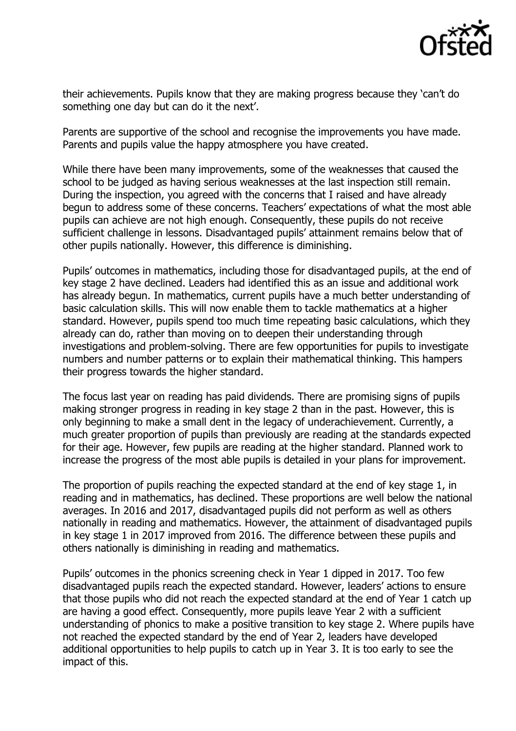their achievements. Pupils know that they are making progress because they 'can't do something one day but can do it the next'.

Parents are supportive of the school and recognise the improvements you have made. Parents and pupils value the happy atmosphere you have created.

While there have been many improvements, some of the weaknesses that caused the school to be judged as having serious weaknesses at the last inspection still remain. During the inspection, you agreed with the concerns that I raised and have already begun to address some of these concerns. Teachers' expectations of what the most able pupils can achieve are not high enough. Consequently, these pupils do not receive sufficient challenge in lessons. Disadvantaged pupils' attainment remains below that of other pupils nationally. However, this difference is diminishing.

Pupils' outcomes in mathematics, including those for disadvantaged pupils, at the end of key stage 2 have declined. Leaders had identified this as an issue and additional work has already begun. In mathematics, current pupils have a much better understanding of basic calculation skills. This will now enable them to tackle mathematics at a higher standard. However, pupils spend too much time repeating basic calculations, which they already can do, rather than moving on to deepen their understanding through investigations and problem-solving. There are few opportunities for pupils to investigate numbers and number patterns or to explain their mathematical thinking. This hampers their progress towards the higher standard.

The focus last year on reading has paid dividends. There are promising signs of pupils making stronger progress in reading in key stage 2 than in the past. However, this is only beginning to make a small dent in the legacy of underachievement. Currently, a much greater proportion of pupils than previously are reading at the standards expected for their age. However, few pupils are reading at the higher standard. Planned work to increase the progress of the most able pupils is detailed in your plans for improvement.

The proportion of pupils reaching the expected standard at the end of key stage 1, in reading and in mathematics, has declined. These proportions are well below the national averages. In 2016 and 2017, disadvantaged pupils did not perform as well as others nationally in reading and mathematics. However, the attainment of disadvantaged pupils in key stage 1 in 2017 improved from 2016. The difference between these pupils and others nationally is diminishing in reading and mathematics.

Pupils' outcomes in the phonics screening check in Year 1 dipped in 2017. Too few disadvantaged pupils reach the expected standard. However, leaders' actions to ensure that those pupils who did not reach the expected standard at the end of Year 1 catch up are having a good effect. Consequently, more pupils leave Year 2 with a sufficient understanding of phonics to make a positive transition to key stage 2. Where pupils have not reached the expected standard by the end of Year 2, leaders have developed additional opportunities to help pupils to catch up in Year 3. It is too early to see the impact of this.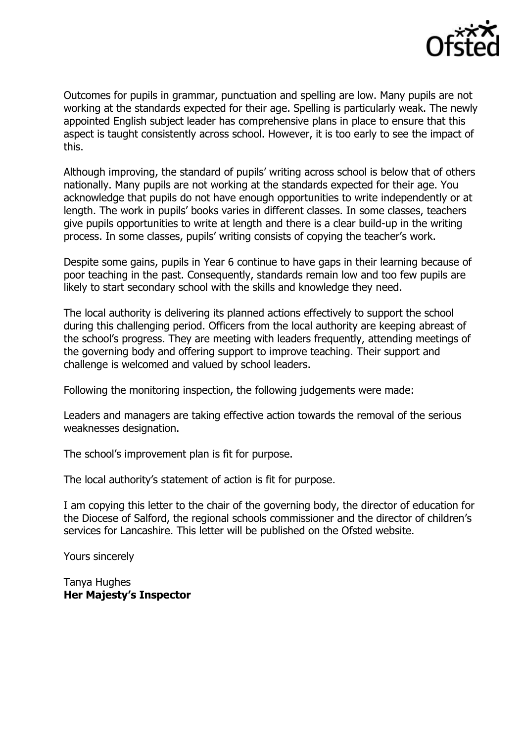Outcomes for pupils in grammar, punctuation and spelling are low. Many pupils are not working at the standards expected for their age. Spelling is particularly weak. The newly appointed English subject leader has comprehensive plans in place to ensure that this aspect is taught consistently across school. However, it is too early to see the impact of this.

Although improving, the standard of pupils' writing across school is below that of others nationally. Many pupils are not working at the standards expected for their age. You acknowledge that pupils do not have enough opportunities to write independently or at length. The work in pupils' books varies in different classes. In some classes, teachers give pupils opportunities to write at length and there is a clear build-up in the writing process. In some classes, pupils' writing consists of copying the teacher's work.

Despite some gains, pupils in Year 6 continue to have gaps in their learning because of poor teaching in the past. Consequently, standards remain low and too few pupils are likely to start secondary school with the skills and knowledge they need.

The local authority is delivering its planned actions effectively to support the school during this challenging period. Officers from the local authority are keeping abreast of the school's progress. They are meeting with leaders frequently, attending meetings of the governing body and offering support to improve teaching. Their support and challenge is welcomed and valued by school leaders.

Following the monitoring inspection, the following judgements were made:

Leaders and managers are taking effective action towards the removal of the serious weaknesses designation.

The school's improvement plan is fit for purpose.

The local authority's statement of action is fit for purpose.

I am copying this letter to the chair of the governing body, the director of education for the Diocese of Salford, the regional schools commissioner and the director of children's services for Lancashire. This letter will be published on the Ofsted website.

Yours sincerely

Tanya Hughes
**Her Majesty's Inspector**